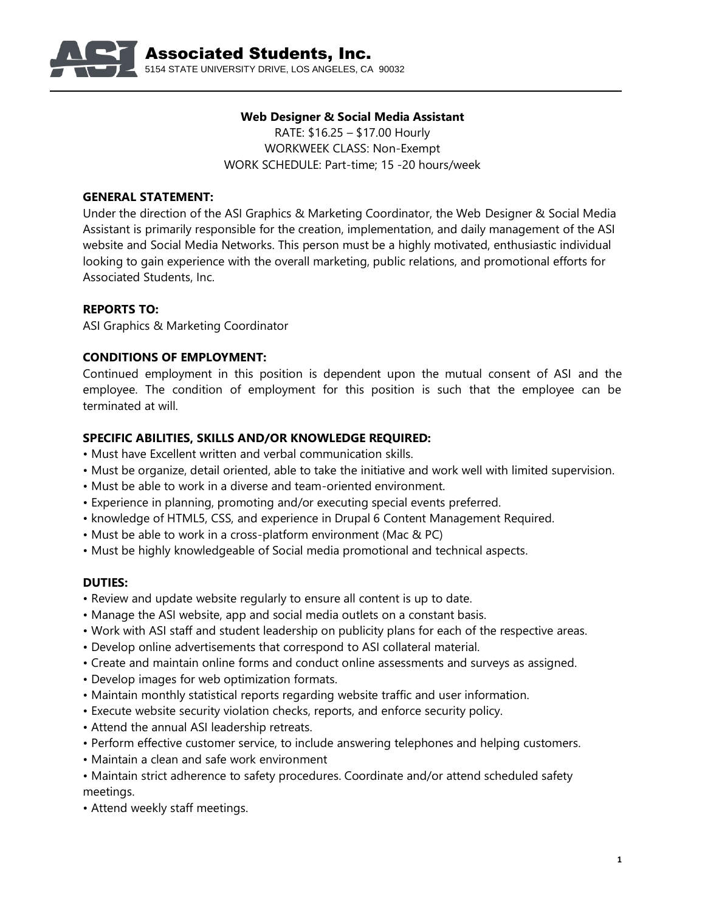**Associated Students, Inc.**
5154 STATE UNIVERSITY DRIVE, LOS ANGELES, CA 90032

---

**Web Designer & Social Media Assistant**
RATE: $16.25 – $17.00 Hourly
WORKWEEK CLASS: Non-Exempt
WORK SCHEDULE: Part-time; 15 -20 hours/week

**GENERAL STATEMENT:**
Under the direction of the ASI Graphics & Marketing Coordinator, the Web Designer & Social Media Assistant is primarily responsible for the creation, implementation, and daily management of the ASI website and Social Media Networks. This person must be a highly motivated, enthusiastic individual looking to gain experience with the overall marketing, public relations, and promotional efforts for Associated Students, Inc.

**REPORTS TO:**
ASI Graphics & Marketing Coordinator

**CONDITIONS OF EMPLOYMENT:**
Continued employment in this position is dependent upon the mutual consent of ASI and the employee. The condition of employment for this position is such that the employee can be terminated at will.

**SPECIFIC ABILITIES, SKILLS AND/OR KNOWLEDGE REQUIRED:**
- Must have Excellent written and verbal communication skills.
- Must be organize, detail oriented, able to take the initiative and work well with limited supervision.
- Must be able to work in a diverse and team-oriented environment.
- Experience in planning, promoting and/or executing special events preferred.
- knowledge of HTML5, CSS, and experience in Drupal 6 Content Management Required.
- Must be able to work in a cross-platform environment (Mac & PC)
- Must be highly knowledgeable of Social media promotional and technical aspects.

**DUTIES:**
- Review and update website regularly to ensure all content is up to date.
- Manage the ASI website, app and social media outlets on a constant basis.
- Work with ASI staff and student leadership on publicity plans for each of the respective areas.
- Develop online advertisements that correspond to ASI collateral material.
- Create and maintain online forms and conduct online assessments and surveys as assigned.
- Develop images for web optimization formats.
- Maintain monthly statistical reports regarding website traffic and user information.
- Execute website security violation checks, reports, and enforce security policy.
- Attend the annual ASI leadership retreats.
- Perform effective customer service, to include answering telephones and helping customers.
- Maintain a clean and safe work environment
- Maintain strict adherence to safety procedures. Coordinate and/or attend scheduled safety meetings.
- Attend weekly staff meetings.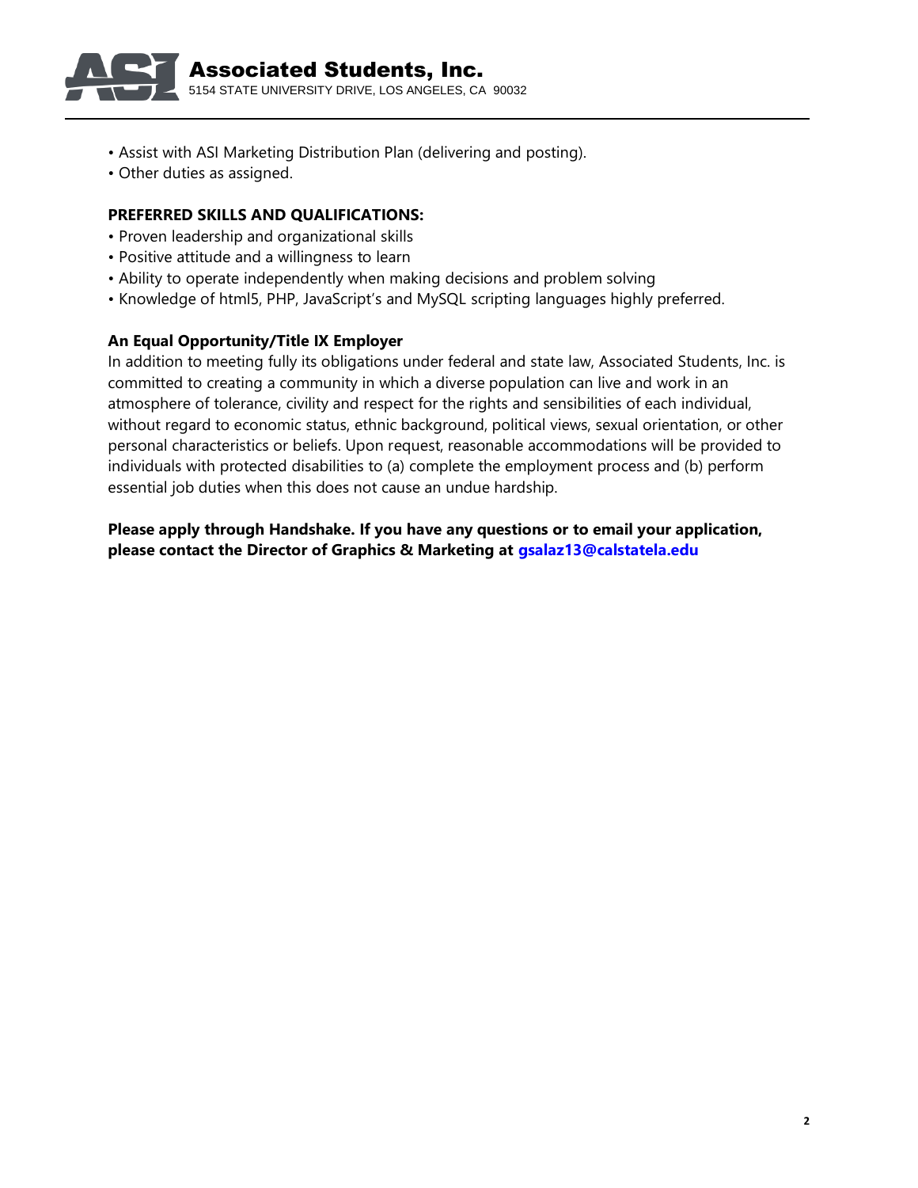- Assist with ASI Marketing Distribution Plan (delivering and posting).
- Other duties as assigned.

**PREFERRED SKILLS AND QUALIFICATIONS:**

- Proven leadership and organizational skills
- Positive attitude and a willingness to learn
- Ability to operate independently when making decisions and problem solving
- Knowledge of html5, PHP, JavaScript's and MySQL scripting languages highly preferred.

**An Equal Opportunity/Title IX Employer**

In addition to meeting fully its obligations under federal and state law, Associated Students, Inc. is committed to creating a community in which a diverse population can live and work in an atmosphere of tolerance, civility and respect for the rights and sensibilities of each individual, without regard to economic status, ethnic background, political views, sexual orientation, or other personal characteristics or beliefs. Upon request, reasonable accommodations will be provided to individuals with protected disabilities to (a) complete the employment process and (b) perform essential job duties when this does not cause an undue hardship.

**Please apply through Handshake. If you have any questions or to email your application, please contact the Director of Graphics & Marketing at gsalaz13@calstatela.edu**